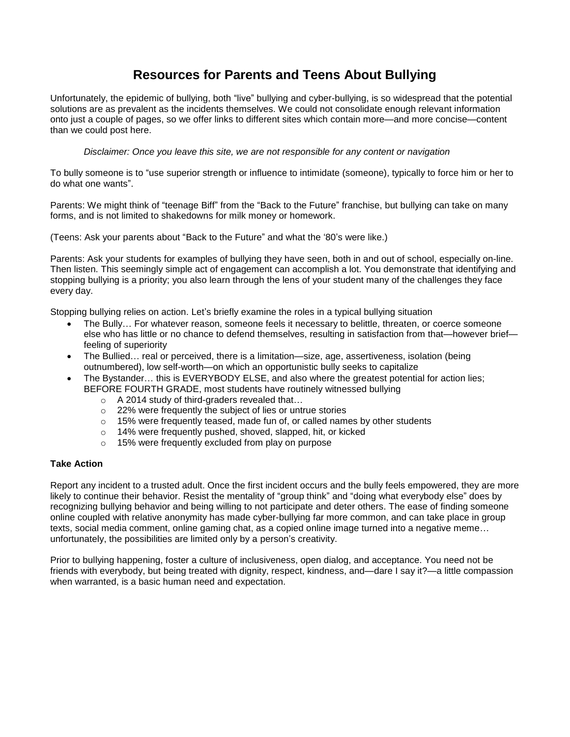# Resources for Parents and Teens About Bullying

Unfortunately, the epidemic of bullying, both "live" bullying and cyber-bullying, is so widespread that the potential solutions are as prevalent as the incidents themselves. We could not consolidate enough relevant information onto just a couple of pages, so we offer links to different sites which contain more—and more concise—content than we could post here.

> *Disclaimer: Once you leave this site, we are not responsible for any content or navigation*

To bully someone is to "use superior strength or influence to intimidate (someone), typically to force him or her to do what one wants".

Parents: We might think of "teenage Biff" from the "Back to the Future" franchise, but bullying can take on many forms, and is not limited to shakedowns for milk money or homework.

(Teens: Ask your parents about "Back to the Future" and what the '80's were like.)

Parents: Ask your students for examples of bullying they have seen, both in and out of school, especially on-line. Then listen. This seemingly simple act of engagement can accomplish a lot. You demonstrate that identifying and stopping bullying is a priority; you also learn through the lens of your student many of the challenges they face every day.

Stopping bullying relies on action. Let's briefly examine the roles in a typical bullying situation

- The Bully… For whatever reason, someone feels it necessary to belittle, threaten, or coerce someone else who has little or no chance to defend themselves, resulting in satisfaction from that—however brief—feeling of superiority
- The Bullied… real or perceived, there is a limitation—size, age, assertiveness, isolation (being outnumbered), low self-worth—on which an opportunistic bully seeks to capitalize
- The Bystander… this is EVERYBODY ELSE, and also where the greatest potential for action lies; BEFORE FOURTH GRADE, most students have routinely witnessed bullying
  - A 2014 study of third-graders revealed that…
  - 22% were frequently the subject of lies or untrue stories
  - 15% were frequently teased, made fun of, or called names by other students
  - 14% were frequently pushed, shoved, slapped, hit, or kicked
  - 15% were frequently excluded from play on purpose

**Take Action**

Report any incident to a trusted adult. Once the first incident occurs and the bully feels empowered, they are more likely to continue their behavior. Resist the mentality of "group think" and "doing what everybody else" does by recognizing bullying behavior and being willing to not participate and deter others. The ease of finding someone online coupled with relative anonymity has made cyber-bullying far more common, and can take place in group texts, social media comment, online gaming chat, as a copied online image turned into a negative meme… unfortunately, the possibilities are limited only by a person's creativity.

Prior to bullying happening, foster a culture of inclusiveness, open dialog, and acceptance. You need not be friends with everybody, but being treated with dignity, respect, kindness, and—dare I say it?—a little compassion when warranted, is a basic human need and expectation.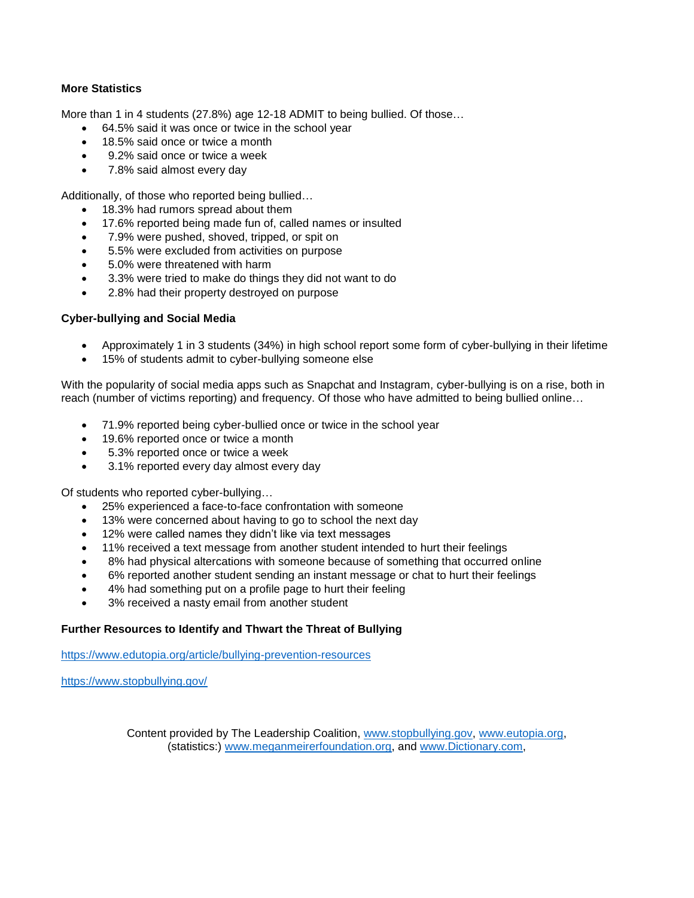**More Statistics**

More than 1 in 4 students (27.8%) age 12-18 ADMIT to being bullied. Of those…

- 64.5% said it was once or twice in the school year
- 18.5% said once or twice a month
- 9.2% said once or twice a week
- 7.8% said almost every day

Additionally, of those who reported being bullied…

- 18.3% had rumors spread about them
- 17.6% reported being made fun of, called names or insulted
- 7.9% were pushed, shoved, tripped, or spit on
- 5.5% were excluded from activities on purpose
- 5.0% were threatened with harm
- 3.3% were tried to make do things they did not want to do
- 2.8% had their property destroyed on purpose

**Cyber-bullying and Social Media**

- Approximately 1 in 3 students (34%) in high school report some form of cyber-bullying in their lifetime
- 15% of students admit to cyber-bullying someone else

With the popularity of social media apps such as Snapchat and Instagram, cyber-bullying is on a rise, both in reach (number of victims reporting) and frequency. Of those who have admitted to being bullied online…

- 71.9% reported being cyber-bullied once or twice in the school year
- 19.6% reported once or twice a month
- 5.3% reported once or twice a week
- 3.1% reported every day almost every day

Of students who reported cyber-bullying…

- 25% experienced a face-to-face confrontation with someone
- 13% were concerned about having to go to school the next day
- 12% were called names they didn't like via text messages
- 11% received a text message from another student intended to hurt their feelings
- 8% had physical altercations with someone because of something that occurred online
- 6% reported another student sending an instant message or chat to hurt their feelings
- 4% had something put on a profile page to hurt their feeling
- 3% received a nasty email from another student

**Further Resources to Identify and Thwart the Threat of Bullying**

https://www.edutopia.org/article/bullying-prevention-resources

https://www.stopbullying.gov/

Content provided by The Leadership Coalition, www.stopbullying.gov, www.eutopia.org, (statistics:) www.meganmeirerfoundation.org, and www.Dictionary.com,